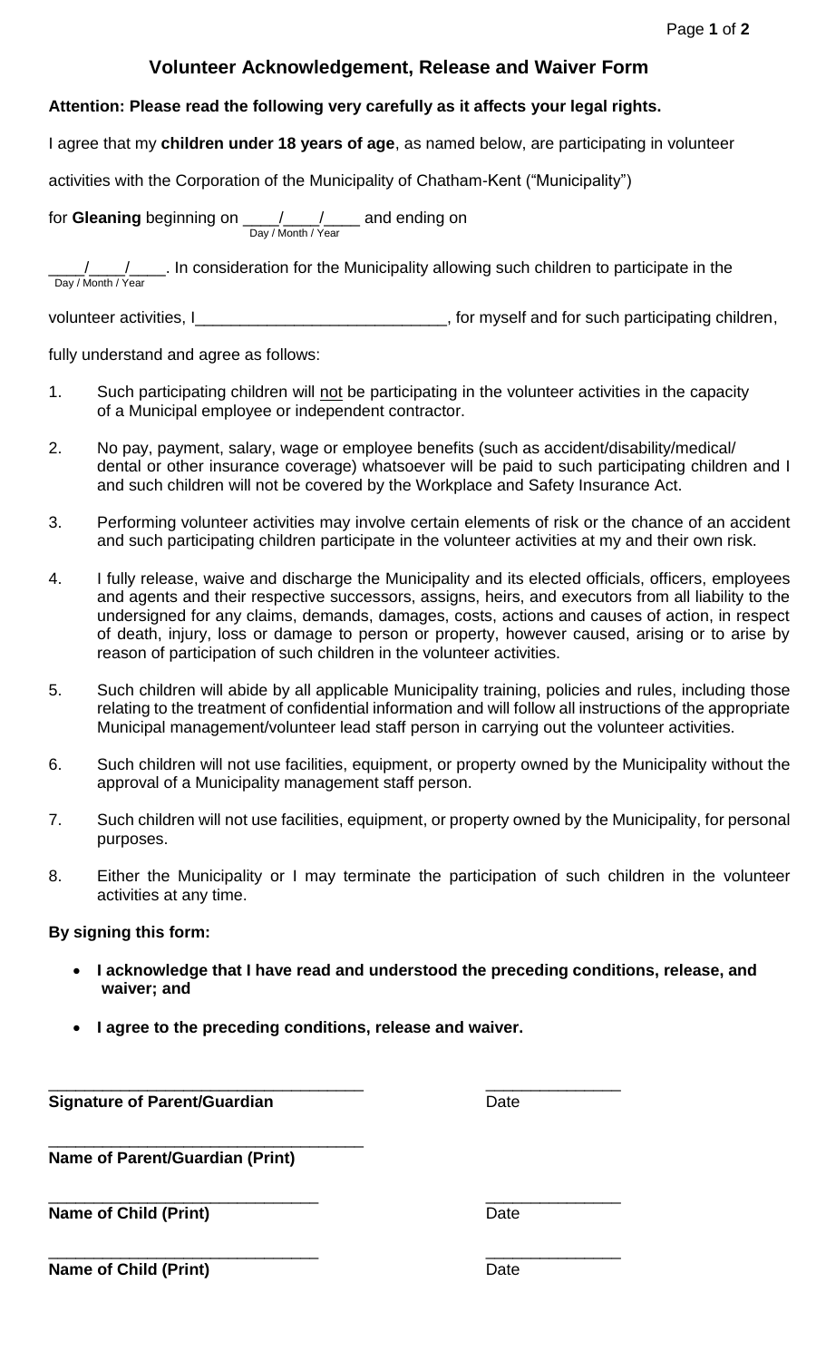# Volunteer Acknowledgement, Release and Waiver Form

**Attention: Please read the following very carefully as it affects your legal rights.**

I agree that my **children under 18 years of age**, as named below, are participating in volunteer activities with the Corporation of the Municipality of Chatham-Kent ("Municipality") for **Gleaning** beginning on ____/____/____ (Day / Month / Year) and ending on ____/____/____ (Day / Month / Year). In consideration for the Municipality allowing such children to participate in the volunteer activities, I____________________________, for myself and for such participating children, fully understand and agree as follows:

1. Such participating children will not be participating in the volunteer activities in the capacity of a Municipal employee or independent contractor.
2. No pay, payment, salary, wage or employee benefits (such as accident/disability/medical/ dental or other insurance coverage) whatsoever will be paid to such participating children and I and such children will not be covered by the Workplace and Safety Insurance Act.
3. Performing volunteer activities may involve certain elements of risk or the chance of an accident and such participating children participate in the volunteer activities at my and their own risk.
4. I fully release, waive and discharge the Municipality and its elected officials, officers, employees and agents and their respective successors, assigns, heirs, and executors from all liability to the undersigned for any claims, demands, damages, costs, actions and causes of action, in respect of death, injury, loss or damage to person or property, however caused, arising or to arise by reason of participation of such children in the volunteer activities.
5. Such children will abide by all applicable Municipality training, policies and rules, including those relating to the treatment of confidential information and will follow all instructions of the appropriate Municipal management/volunteer lead staff person in carrying out the volunteer activities.
6. Such children will not use facilities, equipment, or property owned by the Municipality without the approval of a Municipality management staff person.
7. Such children will not use facilities, equipment, or property owned by the Municipality, for personal purposes.
8. Either the Municipality or I may terminate the participation of such children in the volunteer activities at any time.

**By signing this form:**

- **I acknowledge that I have read and understood the preceding conditions, release, and waiver; and**
- **I agree to the preceding conditions, release and waiver.**

___________________________________ _______________

**Signature of Parent/Guardian** Date

___________________________________

**Name of Parent/Guardian (Print)**

______________________________ _______________

**Name of Child (Print)** Date

______________________________ _______________

**Name of Child (Print)** Date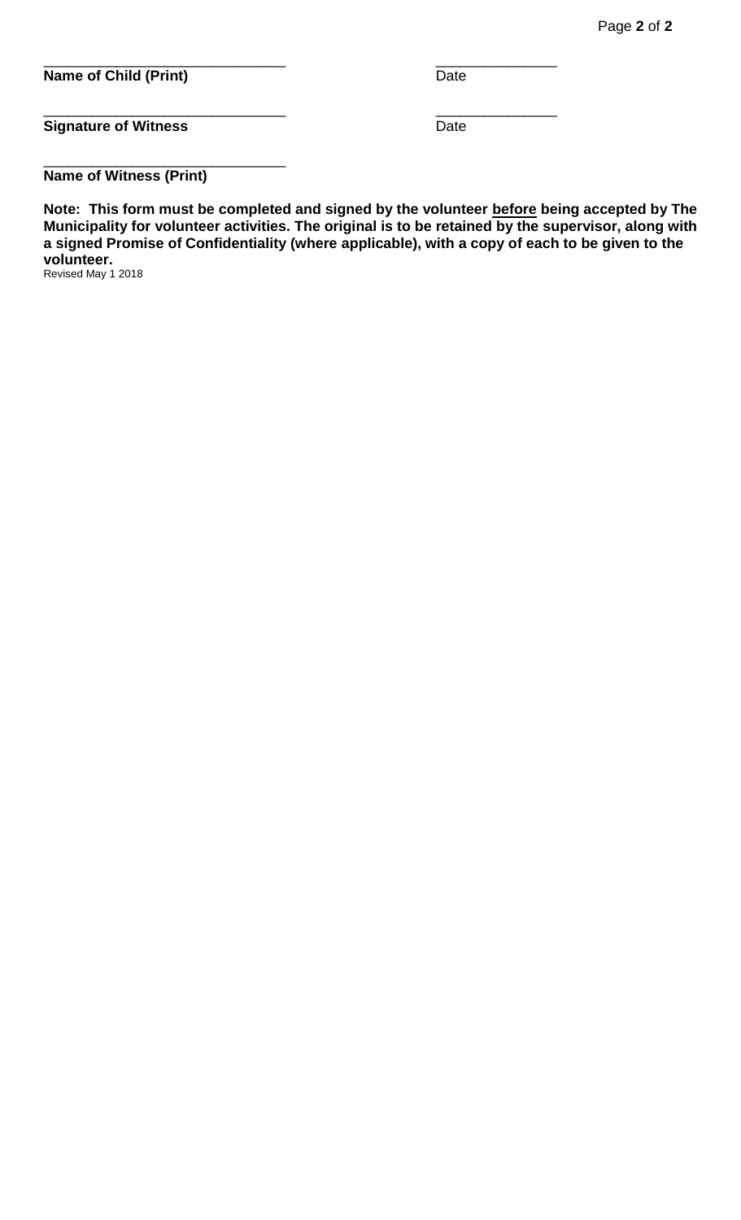______________________________ ________________
**Name of Child (Print)** Date

______________________________ ________________
**Signature of Witness** Date

______________________________
**Name of Witness (Print)**

**Note: This form must be completed and signed by the volunteer <u>before</u> being accepted by The Municipality for volunteer activities. The original is to be retained by the supervisor, along with a signed Promise of Confidentiality (where applicable), with a copy of each to be given to the volunteer.**

Revised May 1 2018